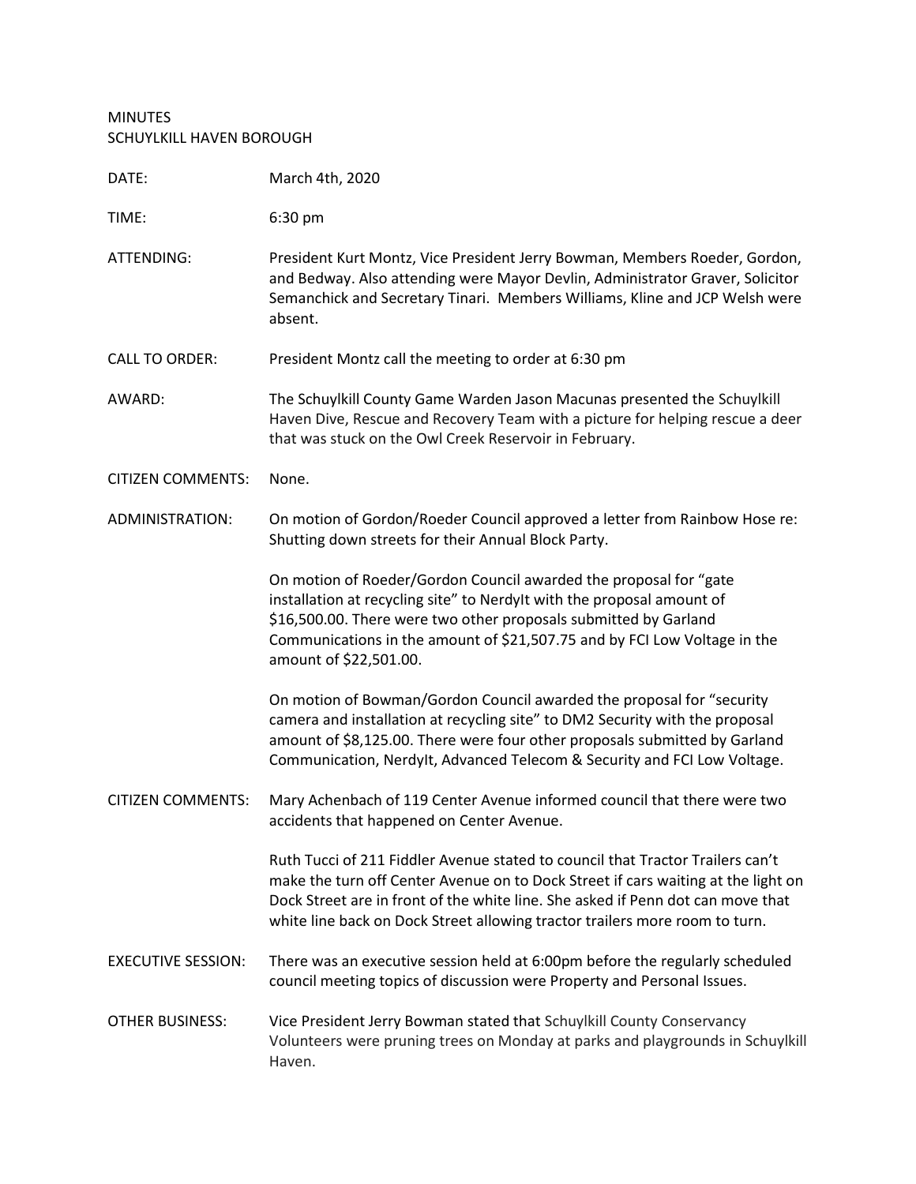MINUTES
SCHUYLKILL HAVEN BOROUGH

| | |
|---|---|
| DATE: | March 4th, 2020 |
| TIME: | 6:30 pm |
| ATTENDING: | President Kurt Montz, Vice President Jerry Bowman, Members Roeder, Gordon, and Bedway. Also attending were Mayor Devlin, Administrator Graver, Solicitor Semanchick and Secretary Tinari. Members Williams, Kline and JCP Welsh were absent. |
| CALL TO ORDER: | President Montz call the meeting to order at 6:30 pm |
| AWARD: | The Schuylkill County Game Warden Jason Macunas presented the Schuylkill Haven Dive, Rescue and Recovery Team with a picture for helping rescue a deer that was stuck on the Owl Creek Reservoir in February. |
| CITIZEN COMMENTS: | None. |
| ADMINISTRATION: | On motion of Gordon/Roeder Council approved a letter from Rainbow Hose re: Shutting down streets for their Annual Block Party. |
| | On motion of Roeder/Gordon Council awarded the proposal for "gate installation at recycling site" to NerdyIt with the proposal amount of $16,500.00. There were two other proposals submitted by Garland Communications in the amount of $21,507.75 and by FCI Low Voltage in the amount of $22,501.00. |
| | On motion of Bowman/Gordon Council awarded the proposal for "security camera and installation at recycling site" to DM2 Security with the proposal amount of $8,125.00. There were four other proposals submitted by Garland Communication, NerdyIt, Advanced Telecom & Security and FCI Low Voltage. |
| CITIZEN COMMENTS: | Mary Achenbach of 119 Center Avenue informed council that there were two accidents that happened on Center Avenue. |
| | Ruth Tucci of 211 Fiddler Avenue stated to council that Tractor Trailers can't make the turn off Center Avenue on to Dock Street if cars waiting at the light on Dock Street are in front of the white line. She asked if Penn dot can move that white line back on Dock Street allowing tractor trailers more room to turn. |
| EXECUTIVE SESSION: | There was an executive session held at 6:00pm before the regularly scheduled council meeting topics of discussion were Property and Personal Issues. |
| OTHER BUSINESS: | Vice President Jerry Bowman stated that Schuylkill County Conservancy Volunteers were pruning trees on Monday at parks and playgrounds in Schuylkill Haven. |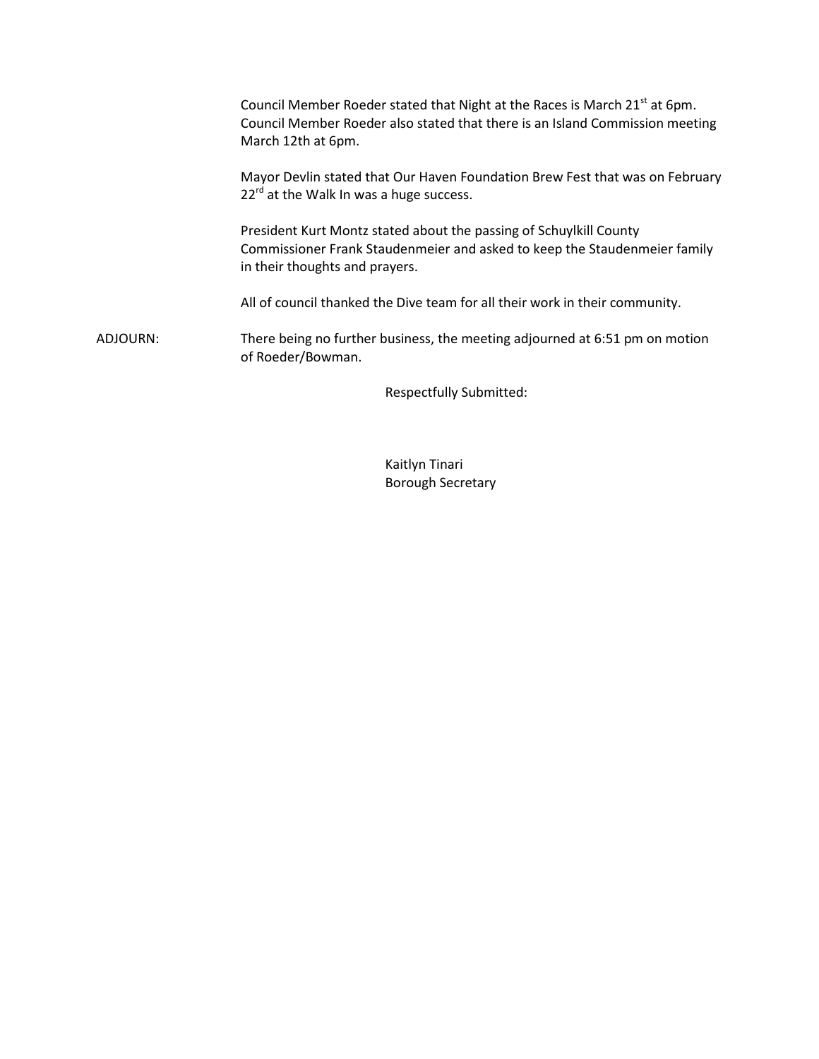Council Member Roeder stated that Night at the Races is March 21st at 6pm. Council Member Roeder also stated that there is an Island Commission meeting March 12th at 6pm.

Mayor Devlin stated that Our Haven Foundation Brew Fest that was on February 22rd at the Walk In was a huge success.

President Kurt Montz stated about the passing of Schuylkill County Commissioner Frank Staudenmeier and asked to keep the Staudenmeier family in their thoughts and prayers.

All of council thanked the Dive team for all their work in their community.

ADJOURN: There being no further business, the meeting adjourned at 6:51 pm on motion of Roeder/Bowman.

Respectfully Submitted:

Kaitlyn Tinari
Borough Secretary